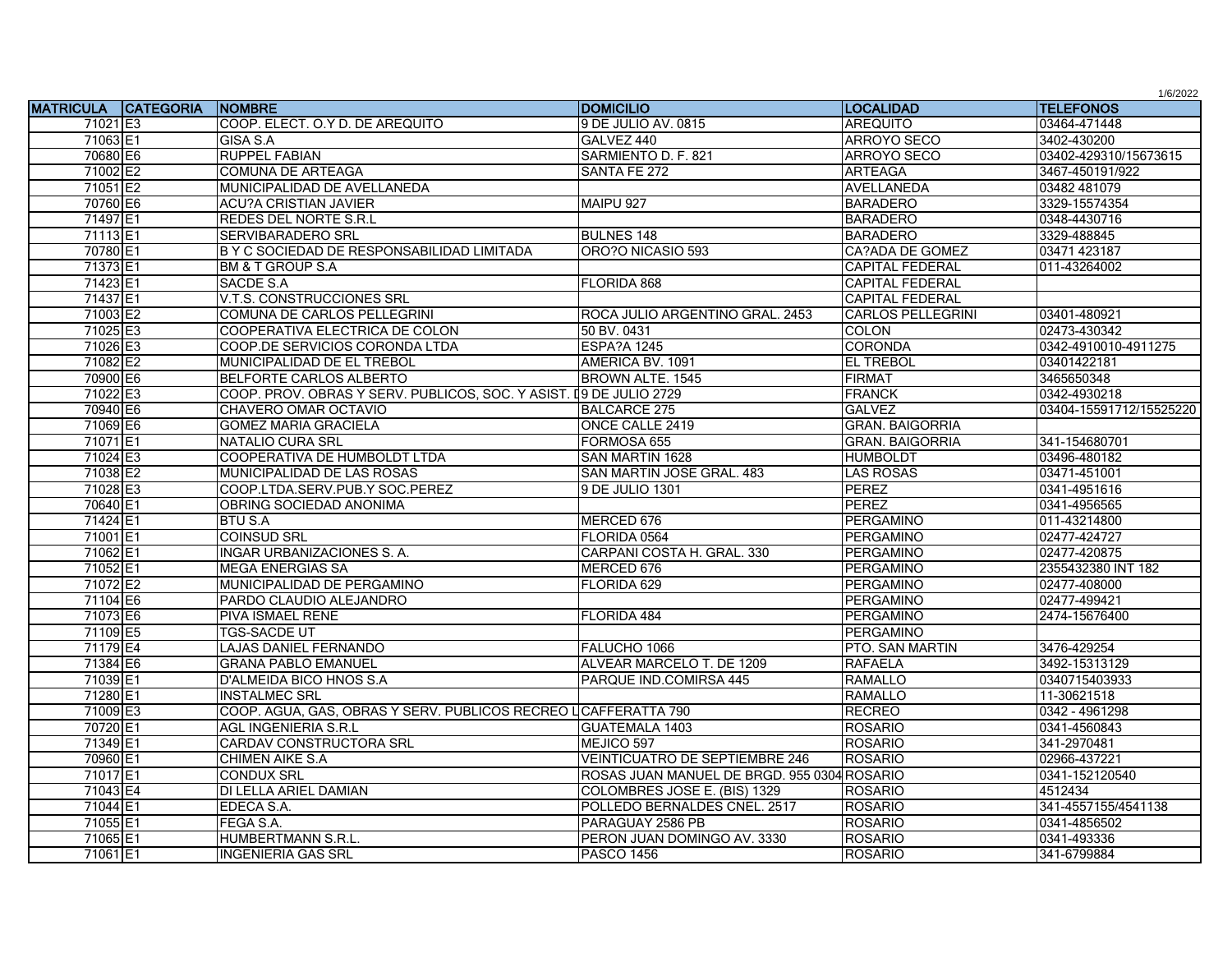1/6/2022

| MATRICULA | CATEGORIA | NOMBRE | DOMICILIO | LOCALIDAD | TELEFONOS |
|---|---|---|---|---|---|
| 71021 | E3 | COOP. ELECT. O.Y D. DE AREQUITO | 9 DE JULIO AV. 0815 | AREQUITO | 03464-471448 |
| 71063 | E1 | GISA S.A | GALVEZ 440 | ARROYO SECO | 3402-430200 |
| 70680 | E6 | RUPPEL FABIAN | SARMIENTO D. F. 821 | ARROYO SECO | 03402-429310/15673615 |
| 71002 | E2 | COMUNA DE ARTEAGA | SANTA FE 272 | ARTEAGA | 3467-450191/922 |
| 71051 | E2 | MUNICIPALIDAD DE AVELLANEDA | | AVELLANEDA | 03482 481079 |
| 70760 | E6 | ACU?A CRISTIAN JAVIER | MAIPU 927 | BARADERO | 3329-15574354 |
| 71497 | E1 | REDES DEL NORTE S.R.L | | BARADERO | 0348-4430716 |
| 71113 | E1 | SERVIBARADERO SRL | BULNES 148 | BARADERO | 3329-488845 |
| 70780 | E1 | B Y C SOCIEDAD DE RESPONSABILIDAD LIMITADA | ORO?O NICASIO 593 | CA?ADA DE GOMEZ | 03471 423187 |
| 71373 | E1 | BM & T GROUP S.A | | CAPITAL FEDERAL | 011-43264002 |
| 71423 | E1 | SACDE S.A | FLORIDA 868 | CAPITAL FEDERAL | |
| 71437 | E1 | V.T.S. CONSTRUCCIONES SRL | | CAPITAL FEDERAL | |
| 71003 | E2 | COMUNA DE CARLOS PELLEGRINI | ROCA JULIO ARGENTINO GRAL. 2453 | CARLOS PELLEGRINI | 03401-480921 |
| 71025 | E3 | COOPERATIVA ELECTRICA DE COLON | 50 BV. 0431 | COLON | 02473-430342 |
| 71026 | E3 | COOP.DE SERVICIOS CORONDA LTDA | ESPA?A 1245 | CORONDA | 0342-4910010-4911275 |
| 71082 | E2 | MUNICIPALIDAD DE EL TREBOL | AMERICA BV. 1091 | EL TREBOL | 03401422181 |
| 70900 | E6 | BELFORTE CARLOS ALBERTO | BROWN ALTE. 1545 | FIRMAT | 3465650348 |
| 71022 | E3 | COOP. PROV. OBRAS Y SERV. PUBLICOS, SOC. Y ASIST. D | 9 DE JULIO 2729 | FRANCK | 0342-4930218 |
| 70940 | E6 | CHAVERO OMAR OCTAVIO | BALCARCE 275 | GALVEZ | 03404-15591712/15525220 |
| 71069 | E6 | GOMEZ MARIA GRACIELA | ONCE CALLE 2419 | GRAN. BAIGORRIA | |
| 71071 | E1 | NATALIO CURA SRL | FORMOSA 655 | GRAN. BAIGORRIA | 341-154680701 |
| 71024 | E3 | COOPERATIVA DE HUMBOLDT LTDA | SAN MARTIN 1628 | HUMBOLDT | 03496-480182 |
| 71038 | E2 | MUNICIPALIDAD DE LAS ROSAS | SAN MARTIN JOSE GRAL. 483 | LAS ROSAS | 03471-451001 |
| 71028 | E3 | COOP.LTDA.SERV.PUB.Y SOC.PEREZ | 9 DE JULIO 1301 | PEREZ | 0341-4951616 |
| 70640 | E1 | OBRING SOCIEDAD ANONIMA | | PEREZ | 0341-4956565 |
| 71424 | E1 | BTU S.A | MERCED 676 | PERGAMINO | 011-43214800 |
| 71001 | E1 | COINSUD SRL | FLORIDA 0564 | PERGAMINO | 02477-424727 |
| 71062 | E1 | INGAR URBANIZACIONES S. A. | CARPANI COSTA H. GRAL. 330 | PERGAMINO | 02477-420875 |
| 71052 | E1 | MEGA ENERGIAS SA | MERCED 676 | PERGAMINO | 2355432380 INT 182 |
| 71072 | E2 | MUNICIPALIDAD DE PERGAMINO | FLORIDA 629 | PERGAMINO | 02477-408000 |
| 71104 | E6 | PARDO CLAUDIO ALEJANDRO | | PERGAMINO | 02477-499421 |
| 71073 | E6 | PIVA ISMAEL RENE | FLORIDA 484 | PERGAMINO | 2474-15676400 |
| 71109 | E5 | TGS-SACDE UT | | PERGAMINO | |
| 71179 | E4 | LAJAS DANIEL FERNANDO | FALUCHO 1066 | PTO. SAN MARTIN | 3476-429254 |
| 71384 | E6 | GRANA PABLO EMANUEL | ALVEAR MARCELO T. DE 1209 | RAFAELA | 3492-15313129 |
| 71039 | E1 | D'ALMEIDA BICO HNOS S.A | PARQUE IND.COMIRSA 445 | RAMALLO | 0340715403933 |
| 71280 | E1 | INSTALMEC SRL | | RAMALLO | 11-30621518 |
| 71009 | E3 | COOP. AGUA, GAS, OBRAS Y SERV. PUBLICOS RECREO L | CAFFERATTA 790 | RECREO | 0342 - 4961298 |
| 70720 | E1 | AGL INGENIERIA S.R.L | GUATEMALA 1403 | ROSARIO | 0341-4560843 |
| 71349 | E1 | CARDAV CONSTRUCTORA SRL | MEJICO 597 | ROSARIO | 341-2970481 |
| 70960 | E1 | CHIMEN AIKE S.A | VEINTICUATRO DE SEPTIEMBRE 246 | ROSARIO | 02966-437221 |
| 71017 | E1 | CONDUX SRL | ROSAS JUAN MANUEL DE BRGD. 955 0304 | ROSARIO | 0341-152120540 |
| 71043 | E4 | DI LELLA ARIEL DAMIAN | COLOMBRES JOSE E. (BIS) 1329 | ROSARIO | 4512434 |
| 71044 | E1 | EDECA S.A. | POLLEDO BERNALDES CNEL. 2517 | ROSARIO | 341-4557155/4541138 |
| 71055 | E1 | FEGA S.A. | PARAGUAY 2586 PB | ROSARIO | 0341-4856502 |
| 71065 | E1 | HUMBERTMANN S.R.L. | PERON JUAN DOMINGO AV. 3330 | ROSARIO | 0341-493336 |
| 71061 | E1 | INGENIERIA GAS SRL | PASCO 1456 | ROSARIO | 341-6799884 |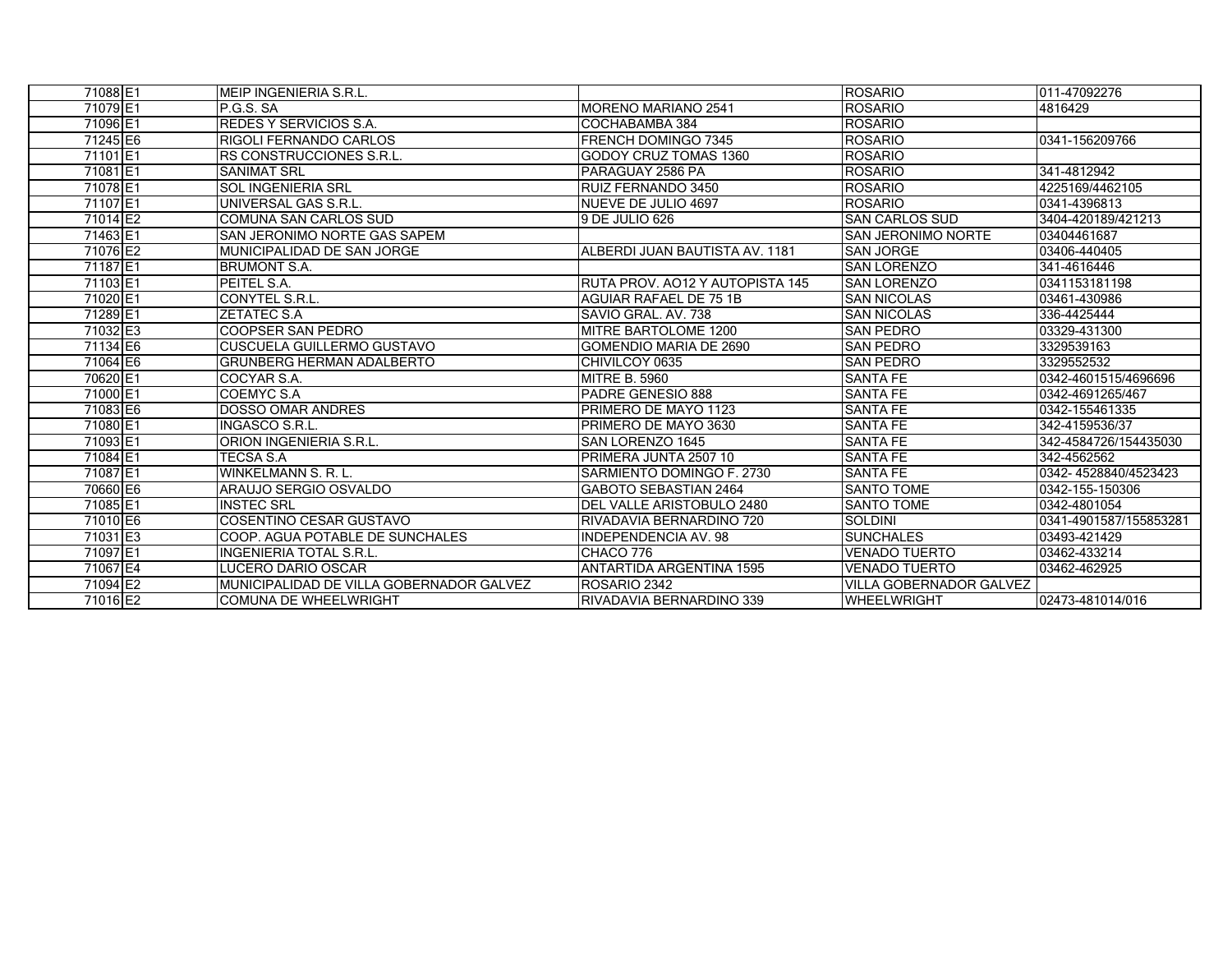| | | | | | |
|---|---|---|---|---|---|
| 71088 | E1 | MEIP INGENIERIA S.R.L. | | ROSARIO | 011-47092276 |
| 71079 | E1 | P.G.S. SA | MORENO MARIANO 2541 | ROSARIO | 4816429 |
| 71096 | E1 | REDES Y SERVICIOS S.A. | COCHABAMBA 384 | ROSARIO | |
| 71245 | E6 | RIGOLI FERNANDO CARLOS | FRENCH DOMINGO 7345 | ROSARIO | 0341-156209766 |
| 71101 | E1 | RS CONSTRUCCIONES S.R.L. | GODOY CRUZ TOMAS 1360 | ROSARIO | |
| 71081 | E1 | SANIMAT SRL | PARAGUAY 2586 PA | ROSARIO | 341-4812942 |
| 71078 | E1 | SOL INGENIERIA SRL | RUIZ FERNANDO 3450 | ROSARIO | 4225169/4462105 |
| 71107 | E1 | UNIVERSAL GAS S.R.L. | NUEVE DE JULIO 4697 | ROSARIO | 0341-4396813 |
| 71014 | E2 | COMUNA SAN CARLOS SUD | 9 DE JULIO 626 | SAN CARLOS SUD | 3404-420189/421213 |
| 71463 | E1 | SAN JERONIMO NORTE GAS SAPEM | | SAN JERONIMO NORTE | 03404461687 |
| 71076 | E2 | MUNICIPALIDAD DE SAN JORGE | ALBERDI JUAN BAUTISTA AV. 1181 | SAN JORGE | 03406-440405 |
| 71187 | E1 | BRUMONT S.A. | | SAN LORENZO | 341-4616446 |
| 71103 | E1 | PEITEL S.A. | RUTA PROV. AO12 Y AUTOPISTA 145 | SAN LORENZO | 0341153181198 |
| 71020 | E1 | CONYTEL S.R.L. | AGUIAR RAFAEL DE 75 1B | SAN NICOLAS | 03461-430986 |
| 71289 | E1 | ZETATEC S.A | SAVIO GRAL. AV. 738 | SAN NICOLAS | 336-4425444 |
| 71032 | E3 | COOPSER SAN PEDRO | MITRE BARTOLOME 1200 | SAN PEDRO | 03329-431300 |
| 71134 | E6 | CUSCUELA GUILLERMO GUSTAVO | GOMENDIO MARIA DE 2690 | SAN PEDRO | 3329539163 |
| 71064 | E6 | GRUNBERG HERMAN ADALBERTO | CHIVILCOY 0635 | SAN PEDRO | 3329552532 |
| 70620 | E1 | COCYAR S.A. | MITRE B. 5960 | SANTA FE | 0342-4601515/4696696 |
| 71000 | E1 | COEMYC S.A | PADRE GENESIO 888 | SANTA FE | 0342-4691265/467 |
| 71083 | E6 | DOSSO OMAR ANDRES | PRIMERO DE MAYO 1123 | SANTA FE | 0342-155461335 |
| 71080 | E1 | INGASCO S.R.L. | PRIMERO DE MAYO 3630 | SANTA FE | 342-4159536/37 |
| 71093 | E1 | ORION INGENIERIA S.R.L. | SAN LORENZO 1645 | SANTA FE | 342-4584726/154435030 |
| 71084 | E1 | TECSA S.A | PRIMERA JUNTA 2507 10 | SANTA FE | 342-4562562 |
| 71087 | E1 | WINKELMANN S. R. L. | SARMIENTO DOMINGO F. 2730 | SANTA FE | 0342- 4528840/4523423 |
| 70660 | E6 | ARAUJO SERGIO OSVALDO | GABOTO SEBASTIAN 2464 | SANTO TOME | 0342-155-150306 |
| 71085 | E1 | INSTEC SRL | DEL VALLE ARISTOBULO 2480 | SANTO TOME | 0342-4801054 |
| 71010 | E6 | COSENTINO CESAR GUSTAVO | RIVADAVIA BERNARDINO 720 | SOLDINI | 0341-4901587/155853281 |
| 71031 | E3 | COOP. AGUA POTABLE DE SUNCHALES | INDEPENDENCIA AV. 98 | SUNCHALES | 03493-421429 |
| 71097 | E1 | INGENIERIA TOTAL S.R.L. | CHACO 776 | VENADO TUERTO | 03462-433214 |
| 71067 | E4 | LUCERO DARIO OSCAR | ANTARTIDA ARGENTINA 1595 | VENADO TUERTO | 03462-462925 |
| 71094 | E2 | MUNICIPALIDAD DE VILLA GOBERNADOR GALVEZ | ROSARIO 2342 | VILLA GOBERNADOR GALVEZ | |
| 71016 | E2 | COMUNA DE WHEELWRIGHT | RIVADAVIA BERNARDINO 339 | WHEELWRIGHT | 02473-481014/016 |